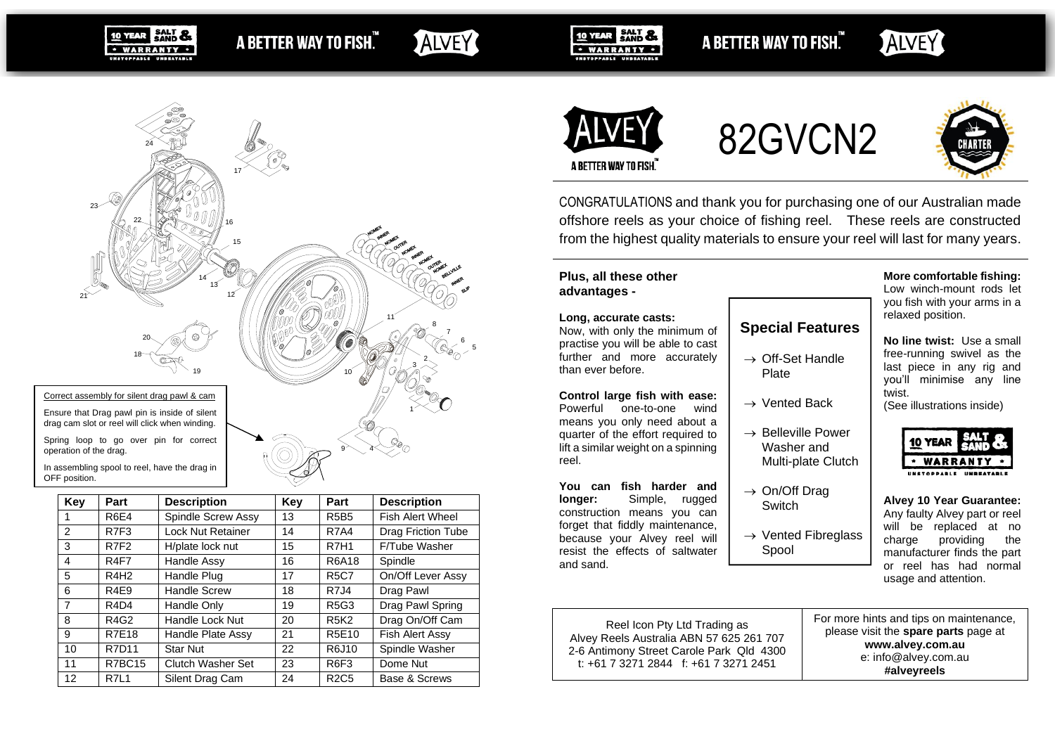Correct assembly for silent drag pawl & cam

Ensure that Drag pawl pin is inside of silent drag cam slot or reel will click when winding.

Spring loop to go over pin for correct operation of the drag.

In assembling spool to reel, have the drag in OFF position.

| Key | Part | Description | Key | Part | Description |
|---|---|---|---|---|---|
| 1 | R6E4 | Spindle Screw Assy | 13 | R5B5 | Fish Alert Wheel |
| 2 | R7F3 | Lock Nut Retainer | 14 | R7A4 | Drag Friction Tube |
| 3 | R7F2 | H/plate lock nut | 15 | R7H1 | F/Tube Washer |
| 4 | R4F7 | Handle Assy | 16 | R6A18 | Spindle |
| 5 | R4H2 | Handle Plug | 17 | R5C7 | On/Off Lever Assy |
| 6 | R4E9 | Handle Screw | 18 | R7J4 | Drag Pawl |
| 7 | R4D4 | Handle Only | 19 | R5G3 | Drag Pawl Spring |
| 8 | R4G2 | Handle Lock Nut | 20 | R5K2 | Drag On/Off Cam |
| 9 | R7E18 | Handle Plate Assy | 21 | R5E10 | Fish Alert Assy |
| 10 | R7D11 | Star Nut | 22 | R6J10 | Spindle Washer |
| 11 | R7BC15 | Clutch Washer Set | 23 | R6F3 | Dome Nut |
| 12 | R7L1 | Silent Drag Cam | 24 | R2C5 | Base & Screws |

# 82GVCN2

CONGRATULATIONS and thank you for purchasing one of our Australian made offshore reels as your choice of fishing reel. These reels are constructed from the highest quality materials to ensure your reel will last for many years.

**Plus, all these other advantages -**

**Long, accurate casts:** Now, with only the minimum of practise you will be able to cast further and more accurately than ever before.

**Control large fish with ease:** Powerful one-to-one wind means you only need about a quarter of the effort required to lift a similar weight on a spinning reel.

**You can fish harder and longer:** Simple, rugged construction means you can forget that fiddly maintenance, because your Alvey reel will resist the effects of saltwater and sand.

## Special Features

- → Off-Set Handle Plate
- → Vented Back
- → Belleville Power Washer and Multi-plate Clutch
- → On/Off Drag Switch
- → Vented Fibreglass Spool

**More comfortable fishing:** Low winch-mount rods let you fish with your arms in a relaxed position.

**No line twist:** Use a small free-running swivel as the last piece in any rig and you'll minimise any line twist.
(See illustrations inside)

**Alvey 10 Year Guarantee:** Any faulty Alvey part or reel will be replaced at no charge providing the manufacturer finds the part or reel has had normal usage and attention.

Reel Icon Pty Ltd Trading as
Alvey Reels Australia ABN 57 625 261 707
2-6 Antimony Street Carole Park Qld 4300
t: +61 7 3271 2844 f: +61 7 3271 2451

For more hints and tips on maintenance, please visit the **spare parts** page at
**www.alvey.com.au**
e: info@alvey.com.au
**#alveyreels**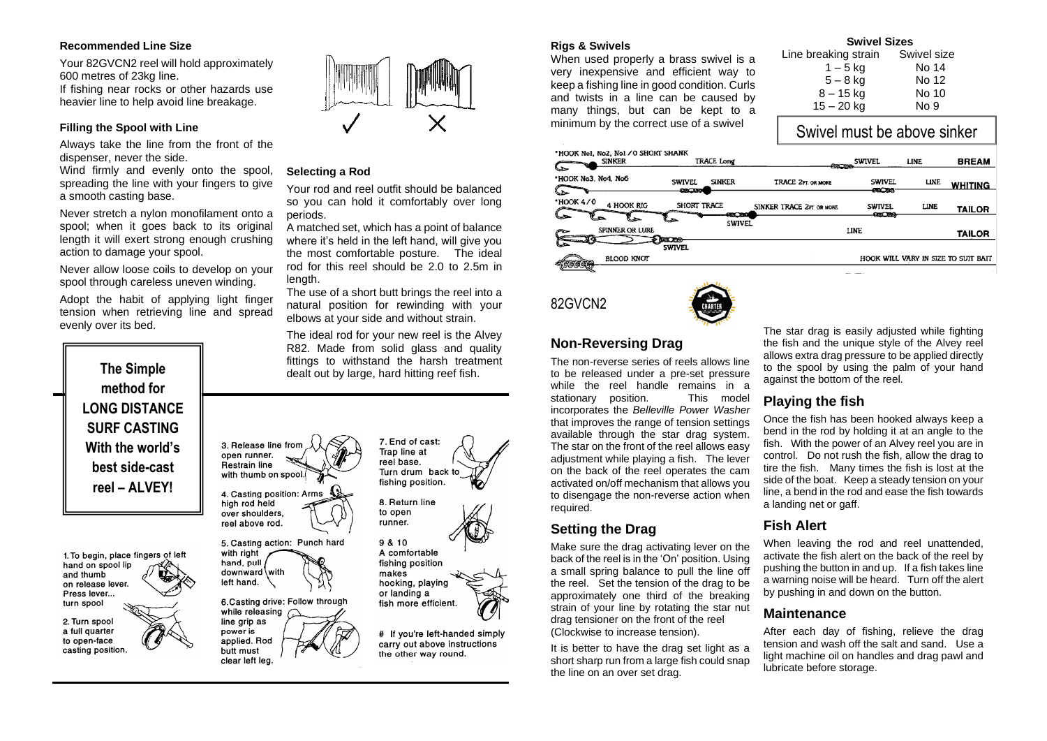### Recommended Line Size

Your 82GVCN2 reel will hold approximately 600 metres of 23kg line.
If fishing near rocks or other hazards use heavier line to help avoid line breakage.

### Filling the Spool with Line

Always take the line from the front of the dispenser, never the side.
Wind firmly and evenly onto the spool, spreading the line with your fingers to give a smooth casting base.

Never stretch a nylon monofilament onto a spool; when it goes back to its original length it will exert strong enough crushing action to damage your spool.

Never allow loose coils to develop on your spool through careless uneven winding.

Adopt the habit of applying light finger tension when retrieving line and spread evenly over its bed.

✓ ✗

### Selecting a Rod

Your rod and reel outfit should be balanced so you can hold it comfortably over long periods.
A matched set, which has a point of balance where it's held in the left hand, will give you the most comfortable posture. The ideal rod for this reel should be 2.0 to 2.5m in length.
The use of a short butt brings the reel into a natural position for rewinding with your elbows at your side and without strain.

The ideal rod for your new reel is the Alvey R82. Made from solid glass and quality fittings to withstand the harsh treatment dealt out by large, hard hitting reef fish.

**The Simple method for LONG DISTANCE SURF CASTING With the world's best side-cast reel – ALVEY!**

1. To begin, place fingers of left hand on spool lip and thumb on release lever. Press lever... turn spool

2. Turn spool a full quarter to open-face casting position.

3. Release line from open runner. Restrain line with thumb on spool.

4. Casting position: Arms high rod held over shoulders, reel above rod.

5. Casting action: Punch hard with right hand, pull downward with left hand.

6. Casting drive: Follow through while releasing line grip as power is applied. Rod butt must clear left leg.

7. End of cast: Trap line at reel base. Turn drum back to fishing position.

8. Return line to open runner.

9 & 10 A comfortable fishing position makes hooking, playing or landing a fish more efficient.

# If you're left-handed simply carry out above instructions the other way round.

### Rigs & Swivels

When used properly a brass swivel is a very inexpensive and efficient way to keep a fishing line in good condition. Curls and twists in a line can be caused by many things, but can be kept to a minimum by the correct use of a swivel

**Swivel Sizes**

| Line breaking strain | Swivel size |
|---|---|
| 1 – 5 kg | No 14 |
| 5 – 8 kg | No 12 |
| 8 – 15 kg | No 10 |
| 15 – 20 kg | No 9 |

Swivel must be above sinker

*HOOK No1, No2, No1 /0 SHORT SHANK — SINKER — TRACE Long — SWIVEL — LINE — **BREAM**

*HOOK No3, No4, No6 — SWIVEL — SINKER — TRACE 2FT. OR MORE — SWIVEL — LINE — **WHITING**

*HOOK 4/0 — 4 HOOK RIG — SHORT TRACE — SWIVEL — SINKER TRACE 2FT OR MORE — SWIVEL — LINE — **TAILOR**

SPINNER OR LURE — SWIVEL — LINE — **TAILOR**

BLOOD KNOT

HOOK WILL VARY IN SIZE TO SUIT BAIT

82GVCN2

CHARTER

## Non-Reversing Drag

The non-reverse series of reels allows line to be released under a pre-set pressure while the reel handle remains in a stationary position. This model incorporates the *Belleville Power Washer* that improves the range of tension settings available through the star drag system. The star on the front of the reel allows easy adjustment while playing a fish. The lever on the back of the reel operates the cam activated on/off mechanism that allows you to disengage the non-reverse action when required.

## Setting the Drag

Make sure the drag activating lever on the back of the reel is in the 'On' position. Using a small spring balance to pull the line off the reel. Set the tension of the drag to be approximately one third of the breaking strain of your line by rotating the star nut drag tensioner on the front of the reel (Clockwise to increase tension).

It is better to have the drag set light as a short sharp run from a large fish could snap the line on an over set drag.

The star drag is easily adjusted while fighting the fish and the unique style of the Alvey reel allows extra drag pressure to be applied directly to the spool by using the palm of your hand against the bottom of the reel.

## Playing the fish

Once the fish has been hooked always keep a bend in the rod by holding it at an angle to the fish. With the power of an Alvey reel you are in control. Do not rush the fish, allow the drag to tire the fish. Many times the fish is lost at the side of the boat. Keep a steady tension on your line, a bend in the rod and ease the fish towards a landing net or gaff.

## Fish Alert

When leaving the rod and reel unattended, activate the fish alert on the back of the reel by pushing the button in and up. If a fish takes line a warning noise will be heard. Turn off the alert by pushing in and down on the button.

## Maintenance

After each day of fishing, relieve the drag tension and wash off the salt and sand. Use a light machine oil on handles and drag pawl and lubricate before storage.